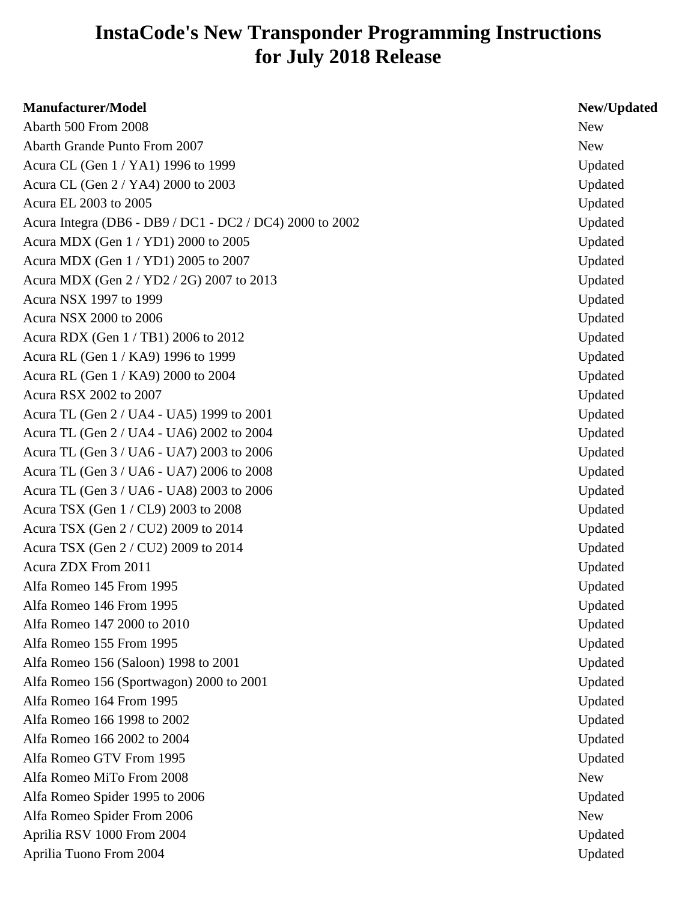# InstaCode's New Transponder Programming Instructions for July 2018 Release

| Manufacturer/Model | New/Updated |
|---|---|
| Abarth 500 From 2008 | New |
| Abarth Grande Punto From 2007 | New |
| Acura CL (Gen 1 / YA1) 1996 to 1999 | Updated |
| Acura CL (Gen 2 / YA4) 2000 to 2003 | Updated |
| Acura EL 2003 to 2005 | Updated |
| Acura Integra (DB6 - DB9 / DC1 - DC2 / DC4) 2000 to 2002 | Updated |
| Acura MDX (Gen 1 / YD1) 2000 to 2005 | Updated |
| Acura MDX (Gen 1 / YD1) 2005 to 2007 | Updated |
| Acura MDX (Gen 2 / YD2 / 2G) 2007 to 2013 | Updated |
| Acura NSX 1997 to 1999 | Updated |
| Acura NSX 2000 to 2006 | Updated |
| Acura RDX (Gen 1 / TB1) 2006 to 2012 | Updated |
| Acura RL (Gen 1 / KA9) 1996 to 1999 | Updated |
| Acura RL (Gen 1 / KA9) 2000 to 2004 | Updated |
| Acura RSX 2002 to 2007 | Updated |
| Acura TL (Gen 2 / UA4 - UA5) 1999 to 2001 | Updated |
| Acura TL (Gen 2 / UA4 - UA6) 2002 to 2004 | Updated |
| Acura TL (Gen 3 / UA6 - UA7) 2003 to 2006 | Updated |
| Acura TL (Gen 3 / UA6 - UA7) 2006 to 2008 | Updated |
| Acura TL (Gen 3 / UA6 - UA8) 2003 to 2006 | Updated |
| Acura TSX (Gen 1 / CL9) 2003 to 2008 | Updated |
| Acura TSX (Gen 2 / CU2) 2009 to 2014 | Updated |
| Acura TSX (Gen 2 / CU2) 2009 to 2014 | Updated |
| Acura ZDX From 2011 | Updated |
| Alfa Romeo 145 From 1995 | Updated |
| Alfa Romeo 146 From 1995 | Updated |
| Alfa Romeo 147 2000 to 2010 | Updated |
| Alfa Romeo 155 From 1995 | Updated |
| Alfa Romeo 156 (Saloon) 1998 to 2001 | Updated |
| Alfa Romeo 156 (Sportwagon) 2000 to 2001 | Updated |
| Alfa Romeo 164 From 1995 | Updated |
| Alfa Romeo 166 1998 to 2002 | Updated |
| Alfa Romeo 166 2002 to 2004 | Updated |
| Alfa Romeo GTV From 1995 | Updated |
| Alfa Romeo MiTo From 2008 | New |
| Alfa Romeo Spider 1995 to 2006 | Updated |
| Alfa Romeo Spider From 2006 | New |
| Aprilia RSV 1000 From 2004 | Updated |
| Aprilia Tuono From 2004 | Updated |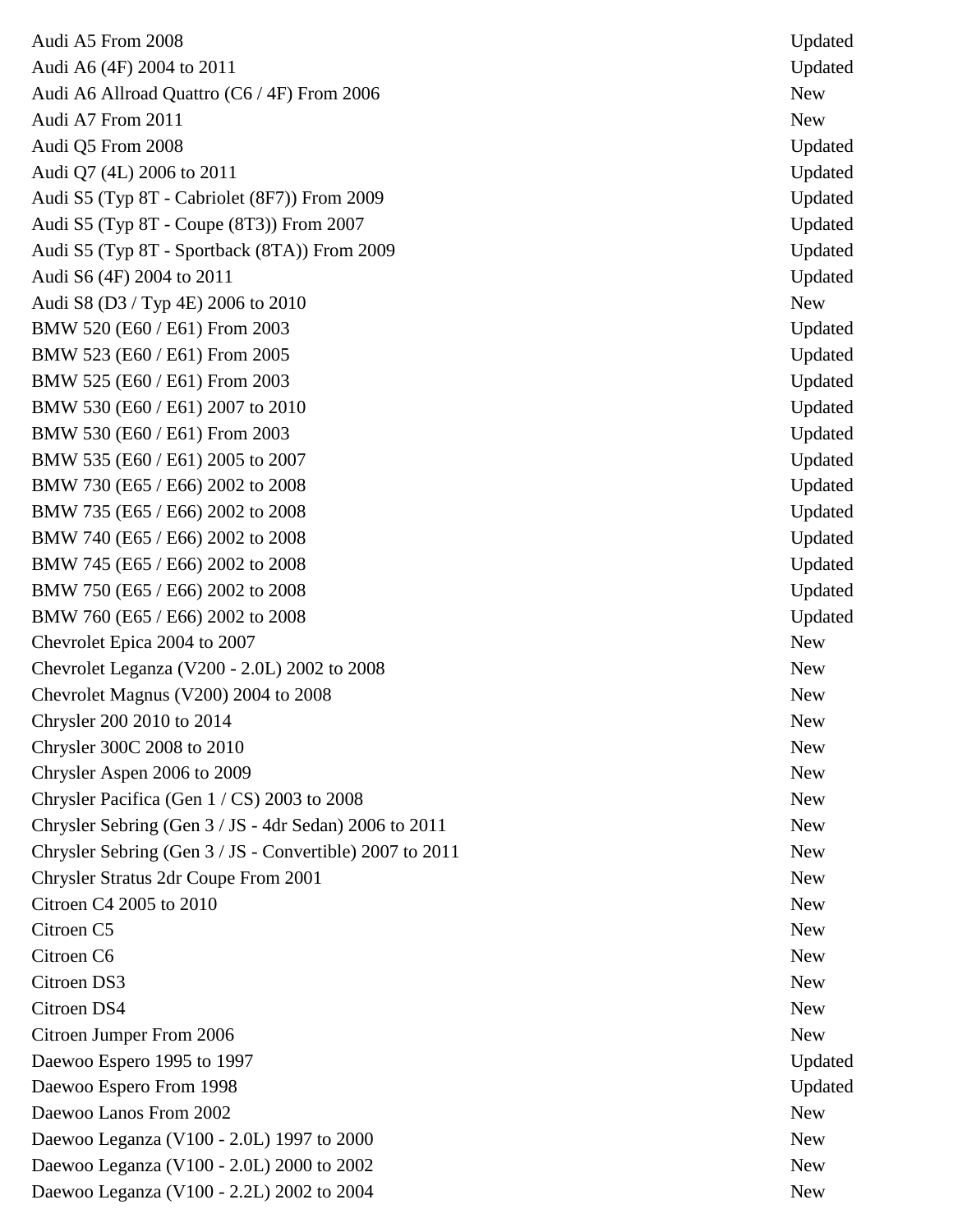| | |
|---|---|
| Audi A5 From 2008 | Updated |
| Audi A6 (4F) 2004 to 2011 | Updated |
| Audi A6 Allroad Quattro (C6 / 4F) From 2006 | New |
| Audi A7 From 2011 | New |
| Audi Q5 From 2008 | Updated |
| Audi Q7 (4L) 2006 to 2011 | Updated |
| Audi S5 (Typ 8T - Cabriolet (8F7)) From 2009 | Updated |
| Audi S5 (Typ 8T - Coupe (8T3)) From 2007 | Updated |
| Audi S5 (Typ 8T - Sportback (8TA)) From 2009 | Updated |
| Audi S6 (4F) 2004 to 2011 | Updated |
| Audi S8 (D3 / Typ 4E) 2006 to 2010 | New |
| BMW 520 (E60 / E61) From 2003 | Updated |
| BMW 523 (E60 / E61) From 2005 | Updated |
| BMW 525 (E60 / E61) From 2003 | Updated |
| BMW 530 (E60 / E61) 2007 to 2010 | Updated |
| BMW 530 (E60 / E61) From 2003 | Updated |
| BMW 535 (E60 / E61) 2005 to 2007 | Updated |
| BMW 730 (E65 / E66) 2002 to 2008 | Updated |
| BMW 735 (E65 / E66) 2002 to 2008 | Updated |
| BMW 740 (E65 / E66) 2002 to 2008 | Updated |
| BMW 745 (E65 / E66) 2002 to 2008 | Updated |
| BMW 750 (E65 / E66) 2002 to 2008 | Updated |
| BMW 760 (E65 / E66) 2002 to 2008 | Updated |
| Chevrolet Epica 2004 to 2007 | New |
| Chevrolet Leganza (V200 - 2.0L) 2002 to 2008 | New |
| Chevrolet Magnus (V200) 2004 to 2008 | New |
| Chrysler 200 2010 to 2014 | New |
| Chrysler 300C 2008 to 2010 | New |
| Chrysler Aspen 2006 to 2009 | New |
| Chrysler Pacifica (Gen 1 / CS) 2003 to 2008 | New |
| Chrysler Sebring (Gen 3 / JS - 4dr Sedan) 2006 to 2011 | New |
| Chrysler Sebring (Gen 3 / JS - Convertible) 2007 to 2011 | New |
| Chrysler Stratus 2dr Coupe From 2001 | New |
| Citroen C4 2005 to 2010 | New |
| Citroen C5 | New |
| Citroen C6 | New |
| Citroen DS3 | New |
| Citroen DS4 | New |
| Citroen Jumper From 2006 | New |
| Daewoo Espero 1995 to 1997 | Updated |
| Daewoo Espero From 1998 | Updated |
| Daewoo Lanos From 2002 | New |
| Daewoo Leganza (V100 - 2.0L) 1997 to 2000 | New |
| Daewoo Leganza (V100 - 2.0L) 2000 to 2002 | New |
| Daewoo Leganza (V100 - 2.2L) 2002 to 2004 | New |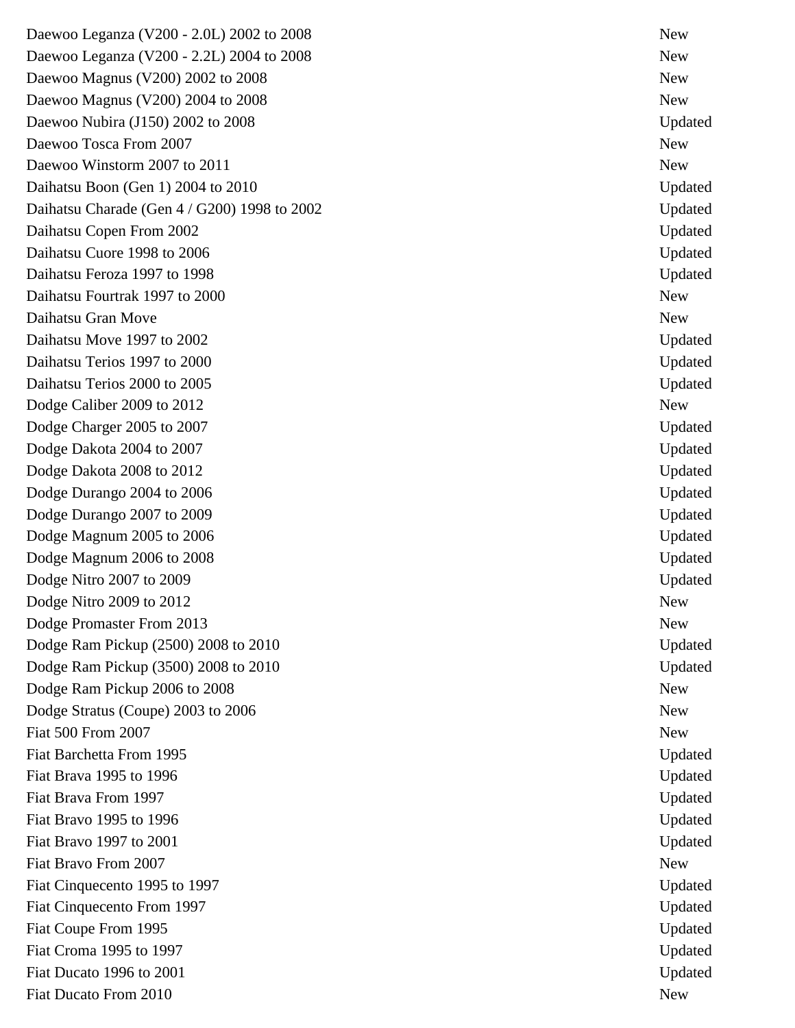| | |
|---|---|
| Daewoo Leganza (V200 - 2.0L) 2002 to 2008 | New |
| Daewoo Leganza (V200 - 2.2L) 2004 to 2008 | New |
| Daewoo Magnus (V200) 2002 to 2008 | New |
| Daewoo Magnus (V200) 2004 to 2008 | New |
| Daewoo Nubira (J150) 2002 to 2008 | Updated |
| Daewoo Tosca From 2007 | New |
| Daewoo Winstorm 2007 to 2011 | New |
| Daihatsu Boon (Gen 1) 2004 to 2010 | Updated |
| Daihatsu Charade (Gen 4 / G200) 1998 to 2002 | Updated |
| Daihatsu Copen From 2002 | Updated |
| Daihatsu Cuore 1998 to 2006 | Updated |
| Daihatsu Feroza 1997 to 1998 | Updated |
| Daihatsu Fourtrak 1997 to 2000 | New |
| Daihatsu Gran Move | New |
| Daihatsu Move 1997 to 2002 | Updated |
| Daihatsu Terios 1997 to 2000 | Updated |
| Daihatsu Terios 2000 to 2005 | Updated |
| Dodge Caliber 2009 to 2012 | New |
| Dodge Charger 2005 to 2007 | Updated |
| Dodge Dakota 2004 to 2007 | Updated |
| Dodge Dakota 2008 to 2012 | Updated |
| Dodge Durango 2004 to 2006 | Updated |
| Dodge Durango 2007 to 2009 | Updated |
| Dodge Magnum 2005 to 2006 | Updated |
| Dodge Magnum 2006 to 2008 | Updated |
| Dodge Nitro 2007 to 2009 | Updated |
| Dodge Nitro 2009 to 2012 | New |
| Dodge Promaster From 2013 | New |
| Dodge Ram Pickup (2500) 2008 to 2010 | Updated |
| Dodge Ram Pickup (3500) 2008 to 2010 | Updated |
| Dodge Ram Pickup 2006 to 2008 | New |
| Dodge Stratus (Coupe) 2003 to 2006 | New |
| Fiat 500 From 2007 | New |
| Fiat Barchetta From 1995 | Updated |
| Fiat Brava 1995 to 1996 | Updated |
| Fiat Brava From 1997 | Updated |
| Fiat Bravo 1995 to 1996 | Updated |
| Fiat Bravo 1997 to 2001 | Updated |
| Fiat Bravo From 2007 | New |
| Fiat Cinquecento 1995 to 1997 | Updated |
| Fiat Cinquecento From 1997 | Updated |
| Fiat Coupe From 1995 | Updated |
| Fiat Croma 1995 to 1997 | Updated |
| Fiat Ducato 1996 to 2001 | Updated |
| Fiat Ducato From 2010 | New |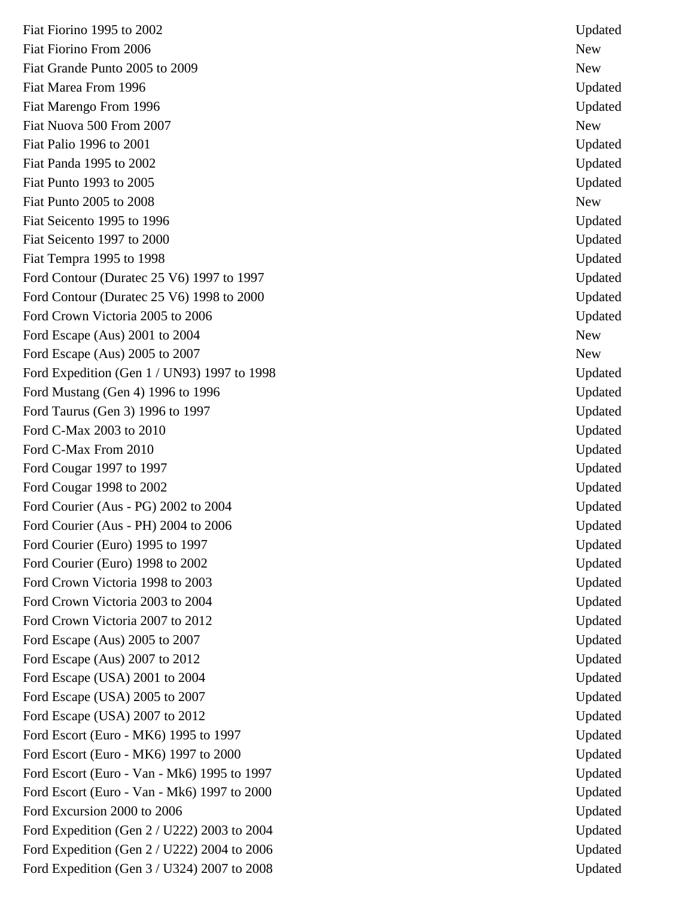| | |
|---|---|
| Fiat Fiorino 1995 to 2002 | Updated |
| Fiat Fiorino From 2006 | New |
| Fiat Grande Punto 2005 to 2009 | New |
| Fiat Marea From 1996 | Updated |
| Fiat Marengo From 1996 | Updated |
| Fiat Nuova 500 From 2007 | New |
| Fiat Palio 1996 to 2001 | Updated |
| Fiat Panda 1995 to 2002 | Updated |
| Fiat Punto 1993 to 2005 | Updated |
| Fiat Punto 2005 to 2008 | New |
| Fiat Seicento 1995 to 1996 | Updated |
| Fiat Seicento 1997 to 2000 | Updated |
| Fiat Tempra 1995 to 1998 | Updated |
| Ford Contour (Duratec 25 V6) 1997 to 1997 | Updated |
| Ford Contour (Duratec 25 V6) 1998 to 2000 | Updated |
| Ford Crown Victoria 2005 to 2006 | Updated |
| Ford Escape (Aus) 2001 to 2004 | New |
| Ford Escape (Aus) 2005 to 2007 | New |
| Ford Expedition (Gen 1 / UN93) 1997 to 1998 | Updated |
| Ford Mustang (Gen 4) 1996 to 1996 | Updated |
| Ford Taurus (Gen 3) 1996 to 1997 | Updated |
| Ford C-Max 2003 to 2010 | Updated |
| Ford C-Max From 2010 | Updated |
| Ford Cougar 1997 to 1997 | Updated |
| Ford Cougar 1998 to 2002 | Updated |
| Ford Courier (Aus - PG) 2002 to 2004 | Updated |
| Ford Courier (Aus - PH) 2004 to 2006 | Updated |
| Ford Courier (Euro) 1995 to 1997 | Updated |
| Ford Courier (Euro) 1998 to 2002 | Updated |
| Ford Crown Victoria 1998 to 2003 | Updated |
| Ford Crown Victoria 2003 to 2004 | Updated |
| Ford Crown Victoria 2007 to 2012 | Updated |
| Ford Escape (Aus) 2005 to 2007 | Updated |
| Ford Escape (Aus) 2007 to 2012 | Updated |
| Ford Escape (USA) 2001 to 2004 | Updated |
| Ford Escape (USA) 2005 to 2007 | Updated |
| Ford Escape (USA) 2007 to 2012 | Updated |
| Ford Escort (Euro - MK6) 1995 to 1997 | Updated |
| Ford Escort (Euro - MK6) 1997 to 2000 | Updated |
| Ford Escort (Euro - Van - Mk6) 1995 to 1997 | Updated |
| Ford Escort (Euro - Van - Mk6) 1997 to 2000 | Updated |
| Ford Excursion 2000 to 2006 | Updated |
| Ford Expedition (Gen 2 / U222) 2003 to 2004 | Updated |
| Ford Expedition (Gen 2 / U222) 2004 to 2006 | Updated |
| Ford Expedition (Gen 3 / U324) 2007 to 2008 | Updated |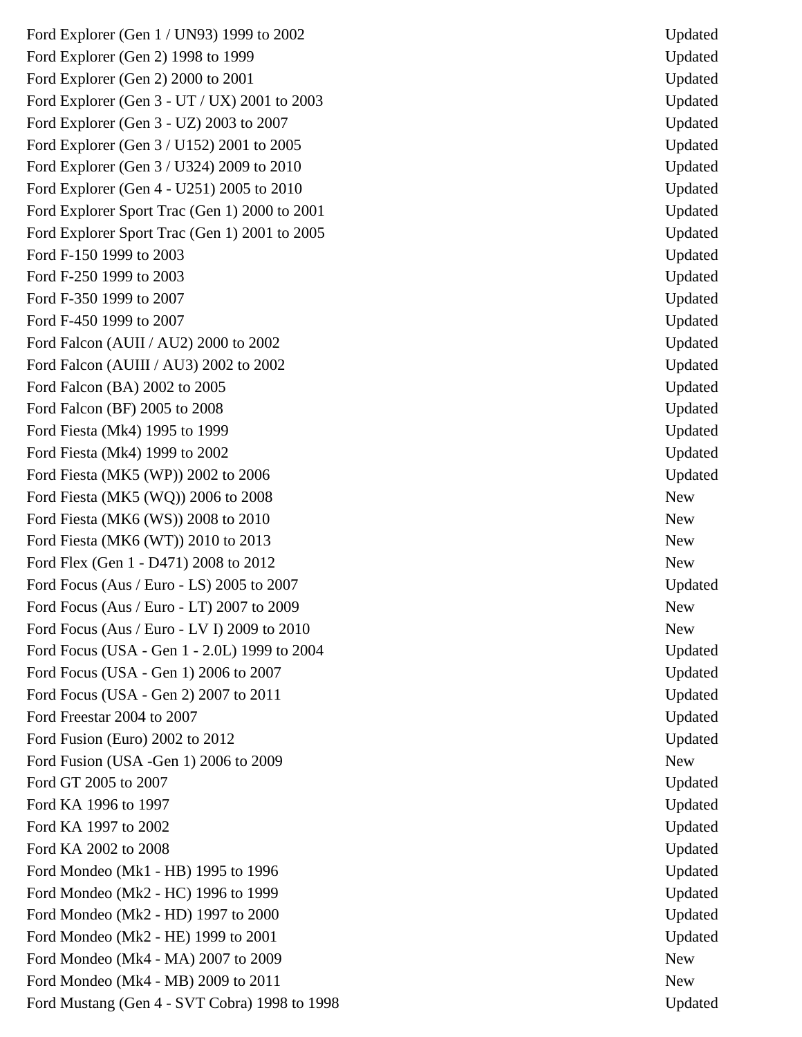| | |
|---|---|
| Ford Explorer (Gen 1 / UN93) 1999 to 2002 | Updated |
| Ford Explorer (Gen 2) 1998 to 1999 | Updated |
| Ford Explorer (Gen 2) 2000 to 2001 | Updated |
| Ford Explorer (Gen 3 - UT / UX) 2001 to 2003 | Updated |
| Ford Explorer (Gen 3 - UZ) 2003 to 2007 | Updated |
| Ford Explorer (Gen 3 / U152) 2001 to 2005 | Updated |
| Ford Explorer (Gen 3 / U324) 2009 to 2010 | Updated |
| Ford Explorer (Gen 4 - U251) 2005 to 2010 | Updated |
| Ford Explorer Sport Trac (Gen 1) 2000 to 2001 | Updated |
| Ford Explorer Sport Trac (Gen 1) 2001 to 2005 | Updated |
| Ford F-150 1999 to 2003 | Updated |
| Ford F-250 1999 to 2003 | Updated |
| Ford F-350 1999 to 2007 | Updated |
| Ford F-450 1999 to 2007 | Updated |
| Ford Falcon (AUII / AU2) 2000 to 2002 | Updated |
| Ford Falcon (AUIII / AU3) 2002 to 2002 | Updated |
| Ford Falcon (BA) 2002 to 2005 | Updated |
| Ford Falcon (BF) 2005 to 2008 | Updated |
| Ford Fiesta (Mk4) 1995 to 1999 | Updated |
| Ford Fiesta (Mk4) 1999 to 2002 | Updated |
| Ford Fiesta (MK5 (WP)) 2002 to 2006 | Updated |
| Ford Fiesta (MK5 (WQ)) 2006 to 2008 | New |
| Ford Fiesta (MK6 (WS)) 2008 to 2010 | New |
| Ford Fiesta (MK6 (WT)) 2010 to 2013 | New |
| Ford Flex (Gen 1 - D471) 2008 to 2012 | New |
| Ford Focus (Aus / Euro - LS) 2005 to 2007 | Updated |
| Ford Focus (Aus / Euro - LT) 2007 to 2009 | New |
| Ford Focus (Aus / Euro - LV I) 2009 to 2010 | New |
| Ford Focus (USA - Gen 1 - 2.0L) 1999 to 2004 | Updated |
| Ford Focus (USA - Gen 1) 2006 to 2007 | Updated |
| Ford Focus (USA - Gen 2) 2007 to 2011 | Updated |
| Ford Freestar 2004 to 2007 | Updated |
| Ford Fusion (Euro) 2002 to 2012 | Updated |
| Ford Fusion (USA -Gen 1) 2006 to 2009 | New |
| Ford GT 2005 to 2007 | Updated |
| Ford KA 1996 to 1997 | Updated |
| Ford KA 1997 to 2002 | Updated |
| Ford KA 2002 to 2008 | Updated |
| Ford Mondeo (Mk1 - HB) 1995 to 1996 | Updated |
| Ford Mondeo (Mk2 - HC) 1996 to 1999 | Updated |
| Ford Mondeo (Mk2 - HD) 1997 to 2000 | Updated |
| Ford Mondeo (Mk2 - HE) 1999 to 2001 | Updated |
| Ford Mondeo (Mk4 - MA) 2007 to 2009 | New |
| Ford Mondeo (Mk4 - MB) 2009 to 2011 | New |
| Ford Mustang (Gen 4 - SVT Cobra) 1998 to 1998 | Updated |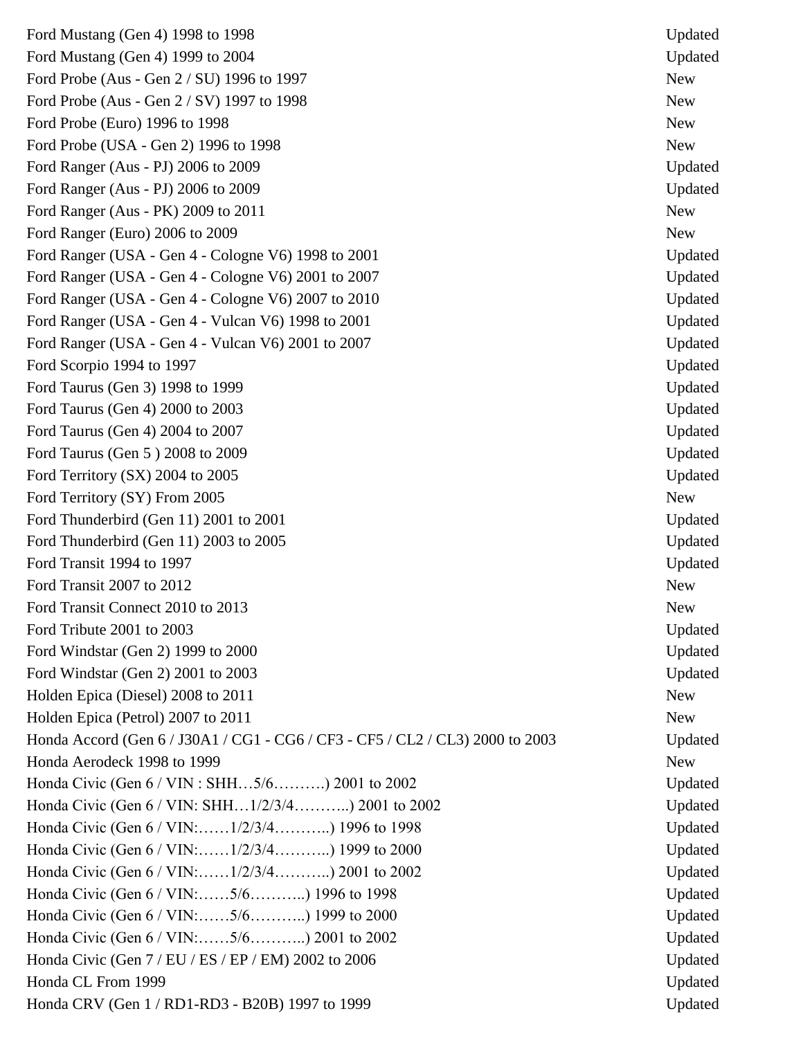| | |
|---|---|
| Ford Mustang (Gen 4) 1998 to 1998 | Updated |
| Ford Mustang (Gen 4) 1999 to 2004 | Updated |
| Ford Probe (Aus - Gen 2 / SU) 1996 to 1997 | New |
| Ford Probe (Aus - Gen 2 / SV) 1997 to 1998 | New |
| Ford Probe (Euro) 1996 to 1998 | New |
| Ford Probe (USA - Gen 2) 1996 to 1998 | New |
| Ford Ranger (Aus - PJ) 2006 to 2009 | Updated |
| Ford Ranger (Aus - PJ) 2006 to 2009 | Updated |
| Ford Ranger (Aus - PK) 2009 to 2011 | New |
| Ford Ranger (Euro) 2006 to 2009 | New |
| Ford Ranger (USA - Gen 4 - Cologne V6) 1998 to 2001 | Updated |
| Ford Ranger (USA - Gen 4 - Cologne V6) 2001 to 2007 | Updated |
| Ford Ranger (USA - Gen 4 - Cologne V6) 2007 to 2010 | Updated |
| Ford Ranger (USA - Gen 4 - Vulcan V6) 1998 to 2001 | Updated |
| Ford Ranger (USA - Gen 4 - Vulcan V6) 2001 to 2007 | Updated |
| Ford Scorpio 1994 to 1997 | Updated |
| Ford Taurus (Gen 3) 1998 to 1999 | Updated |
| Ford Taurus (Gen 4) 2000 to 2003 | Updated |
| Ford Taurus (Gen 4) 2004 to 2007 | Updated |
| Ford Taurus (Gen 5 ) 2008 to 2009 | Updated |
| Ford Territory (SX) 2004 to 2005 | Updated |
| Ford Territory (SY) From 2005 | New |
| Ford Thunderbird (Gen 11) 2001 to 2001 | Updated |
| Ford Thunderbird (Gen 11) 2003 to 2005 | Updated |
| Ford Transit 1994 to 1997 | Updated |
| Ford Transit 2007 to 2012 | New |
| Ford Transit Connect 2010 to 2013 | New |
| Ford Tribute 2001 to 2003 | Updated |
| Ford Windstar (Gen 2) 1999 to 2000 | Updated |
| Ford Windstar (Gen 2) 2001 to 2003 | Updated |
| Holden Epica (Diesel) 2008 to 2011 | New |
| Holden Epica (Petrol) 2007 to 2011 | New |
| Honda Accord (Gen 6 / J30A1 / CG1 - CG6 / CF3 - CF5 / CL2 / CL3) 2000 to 2003 | Updated |
| Honda Aerodeck 1998 to 1999 | New |
| Honda Civic (Gen 6 / VIN : SHH…5/6……….) 2001 to 2002 | Updated |
| Honda Civic (Gen 6 / VIN: SHH…1/2/3/4………..) 2001 to 2002 | Updated |
| Honda Civic (Gen 6 / VIN:……1/2/3/4………..) 1996 to 1998 | Updated |
| Honda Civic (Gen 6 / VIN:……1/2/3/4………..) 1999 to 2000 | Updated |
| Honda Civic (Gen 6 / VIN:……1/2/3/4………..) 2001 to 2002 | Updated |
| Honda Civic (Gen 6 / VIN:……5/6………..) 1996 to 1998 | Updated |
| Honda Civic (Gen 6 / VIN:……5/6………..) 1999 to 2000 | Updated |
| Honda Civic (Gen 6 / VIN:……5/6………..) 2001 to 2002 | Updated |
| Honda Civic (Gen 7 / EU / ES / EP / EM) 2002 to 2006 | Updated |
| Honda CL From 1999 | Updated |
| Honda CRV (Gen 1 / RD1-RD3 - B20B) 1997 to 1999 | Updated |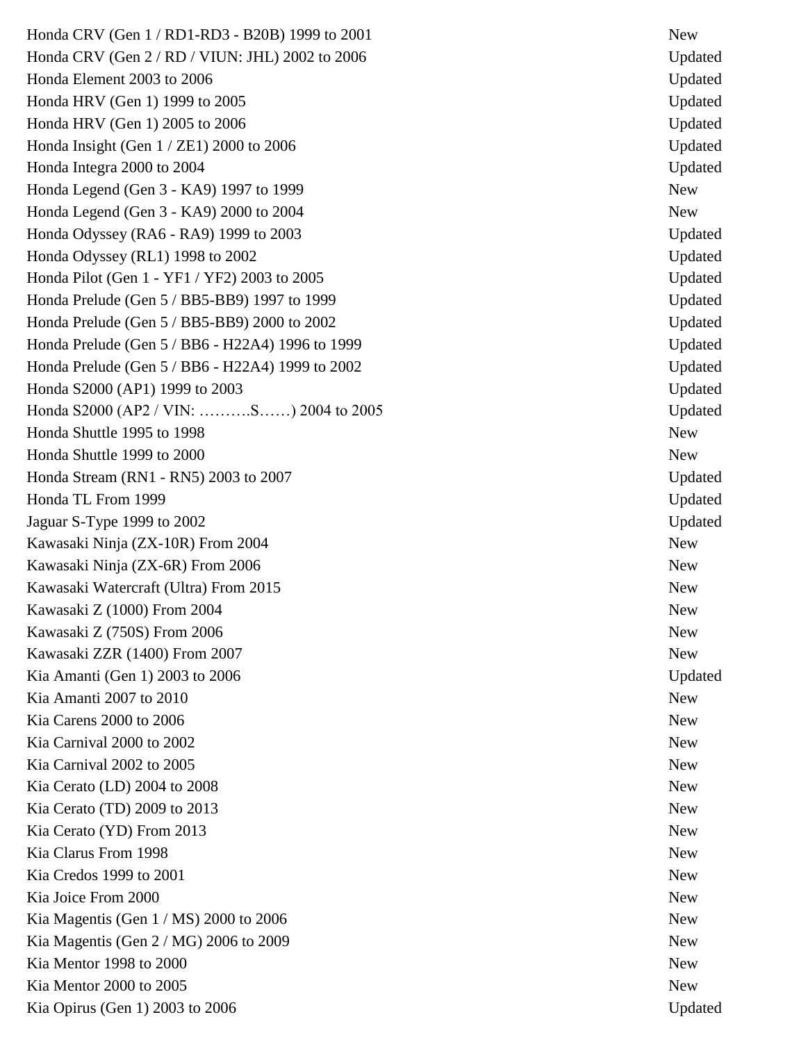| | |
|---|---|
| Honda CRV (Gen 1 / RD1-RD3 - B20B) 1999 to 2001 | New |
| Honda CRV (Gen 2 / RD / VIUN: JHL) 2002 to 2006 | Updated |
| Honda Element 2003 to 2006 | Updated |
| Honda HRV (Gen 1) 1999 to 2005 | Updated |
| Honda HRV (Gen 1) 2005 to 2006 | Updated |
| Honda Insight (Gen 1 / ZE1) 2000 to 2006 | Updated |
| Honda Integra 2000 to 2004 | Updated |
| Honda Legend (Gen 3 - KA9) 1997 to 1999 | New |
| Honda Legend (Gen 3 - KA9) 2000 to 2004 | New |
| Honda Odyssey (RA6 - RA9) 1999 to 2003 | Updated |
| Honda Odyssey (RL1) 1998 to 2002 | Updated |
| Honda Pilot (Gen 1 - YF1 / YF2) 2003 to 2005 | Updated |
| Honda Prelude (Gen 5 / BB5-BB9) 1997 to 1999 | Updated |
| Honda Prelude (Gen 5 / BB5-BB9) 2000 to 2002 | Updated |
| Honda Prelude (Gen 5 / BB6 - H22A4) 1996 to 1999 | Updated |
| Honda Prelude (Gen 5 / BB6 - H22A4) 1999 to 2002 | Updated |
| Honda S2000 (AP1) 1999 to 2003 | Updated |
| Honda S2000 (AP2 / VIN: ……….S……) 2004 to 2005 | Updated |
| Honda Shuttle 1995 to 1998 | New |
| Honda Shuttle 1999 to 2000 | New |
| Honda Stream (RN1 - RN5) 2003 to 2007 | Updated |
| Honda TL From 1999 | Updated |
| Jaguar S-Type 1999 to 2002 | Updated |
| Kawasaki Ninja (ZX-10R) From 2004 | New |
| Kawasaki Ninja (ZX-6R) From 2006 | New |
| Kawasaki Watercraft (Ultra) From 2015 | New |
| Kawasaki Z (1000) From 2004 | New |
| Kawasaki Z (750S) From 2006 | New |
| Kawasaki ZZR (1400) From 2007 | New |
| Kia Amanti (Gen 1) 2003 to 2006 | Updated |
| Kia Amanti 2007 to 2010 | New |
| Kia Carens 2000 to 2006 | New |
| Kia Carnival 2000 to 2002 | New |
| Kia Carnival 2002 to 2005 | New |
| Kia Cerato (LD) 2004 to 2008 | New |
| Kia Cerato (TD) 2009 to 2013 | New |
| Kia Cerato (YD) From 2013 | New |
| Kia Clarus From 1998 | New |
| Kia Credos 1999 to 2001 | New |
| Kia Joice From 2000 | New |
| Kia Magentis (Gen 1 / MS) 2000 to 2006 | New |
| Kia Magentis (Gen 2 / MG) 2006 to 2009 | New |
| Kia Mentor 1998 to 2000 | New |
| Kia Mentor 2000 to 2005 | New |
| Kia Opirus (Gen 1) 2003 to 2006 | Updated |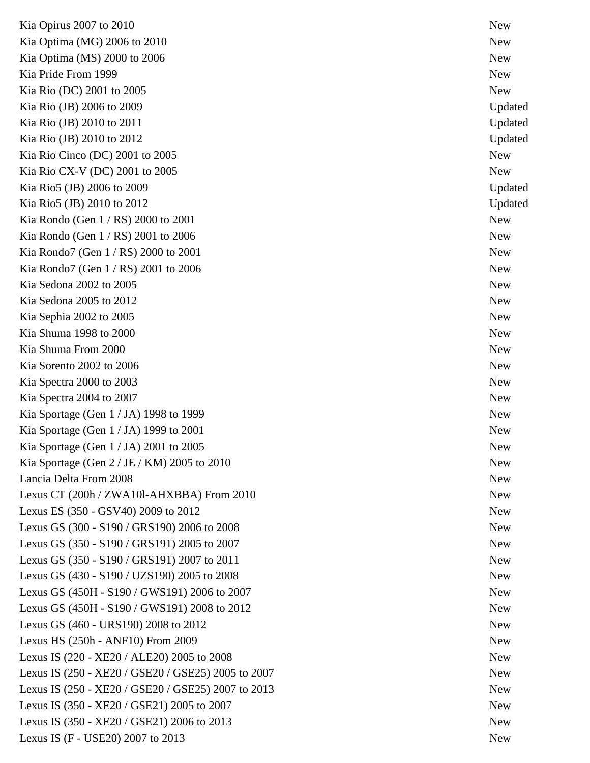| | |
|---|---|
| Kia Opirus 2007 to 2010 | New |
| Kia Optima (MG) 2006 to 2010 | New |
| Kia Optima (MS) 2000 to 2006 | New |
| Kia Pride From 1999 | New |
| Kia Rio (DC) 2001 to 2005 | New |
| Kia Rio (JB) 2006 to 2009 | Updated |
| Kia Rio (JB) 2010 to 2011 | Updated |
| Kia Rio (JB) 2010 to 2012 | Updated |
| Kia Rio Cinco (DC) 2001 to 2005 | New |
| Kia Rio CX-V (DC) 2001 to 2005 | New |
| Kia Rio5 (JB) 2006 to 2009 | Updated |
| Kia Rio5 (JB) 2010 to 2012 | Updated |
| Kia Rondo (Gen 1 / RS) 2000 to 2001 | New |
| Kia Rondo (Gen 1 / RS) 2001 to 2006 | New |
| Kia Rondo7 (Gen 1 / RS) 2000 to 2001 | New |
| Kia Rondo7 (Gen 1 / RS) 2001 to 2006 | New |
| Kia Sedona 2002 to 2005 | New |
| Kia Sedona 2005 to 2012 | New |
| Kia Sephia 2002 to 2005 | New |
| Kia Shuma 1998 to 2000 | New |
| Kia Shuma From 2000 | New |
| Kia Sorento 2002 to 2006 | New |
| Kia Spectra 2000 to 2003 | New |
| Kia Spectra 2004 to 2007 | New |
| Kia Sportage (Gen 1 / JA) 1998 to 1999 | New |
| Kia Sportage (Gen 1 / JA) 1999 to 2001 | New |
| Kia Sportage (Gen 1 / JA) 2001 to 2005 | New |
| Kia Sportage (Gen 2 / JE / KM) 2005 to 2010 | New |
| Lancia Delta From 2008 | New |
| Lexus CT (200h / ZWA10l-AHXBBA) From 2010 | New |
| Lexus ES (350 - GSV40) 2009 to 2012 | New |
| Lexus GS (300 - S190 / GRS190) 2006 to 2008 | New |
| Lexus GS (350 - S190 / GRS191) 2005 to 2007 | New |
| Lexus GS (350 - S190 / GRS191) 2007 to 2011 | New |
| Lexus GS (430 - S190 / UZS190) 2005 to 2008 | New |
| Lexus GS (450H - S190 / GWS191) 2006 to 2007 | New |
| Lexus GS (450H - S190 / GWS191) 2008 to 2012 | New |
| Lexus GS (460 - URS190) 2008 to 2012 | New |
| Lexus HS (250h - ANF10) From 2009 | New |
| Lexus IS (220 - XE20 / ALE20) 2005 to 2008 | New |
| Lexus IS (250 - XE20 / GSE20 / GSE25) 2005 to 2007 | New |
| Lexus IS (250 - XE20 / GSE20 / GSE25) 2007 to 2013 | New |
| Lexus IS (350 - XE20 / GSE21) 2005 to 2007 | New |
| Lexus IS (350 - XE20 / GSE21) 2006 to 2013 | New |
| Lexus IS (F - USE20) 2007 to 2013 | New |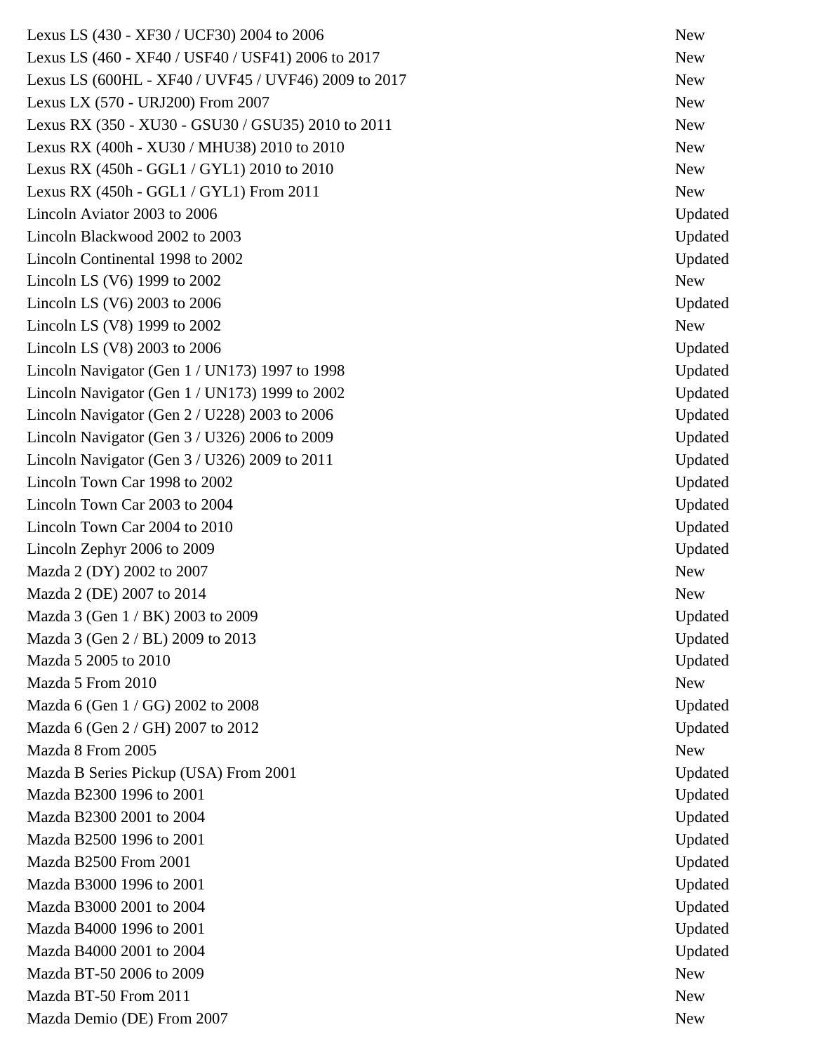| | |
|---|---|
| Lexus LS (430 - XF30 / UCF30) 2004 to 2006 | New |
| Lexus LS (460 - XF40 / USF40 / USF41) 2006 to 2017 | New |
| Lexus LS (600HL - XF40 / UVF45 / UVF46) 2009 to 2017 | New |
| Lexus LX (570 - URJ200) From 2007 | New |
| Lexus RX (350 - XU30 - GSU30 / GSU35) 2010 to 2011 | New |
| Lexus RX (400h - XU30 / MHU38) 2010 to 2010 | New |
| Lexus RX (450h - GGL1 / GYL1) 2010 to 2010 | New |
| Lexus RX (450h - GGL1 / GYL1) From 2011 | New |
| Lincoln Aviator 2003 to 2006 | Updated |
| Lincoln Blackwood 2002 to 2003 | Updated |
| Lincoln Continental 1998 to 2002 | Updated |
| Lincoln LS (V6) 1999 to 2002 | New |
| Lincoln LS (V6) 2003 to 2006 | Updated |
| Lincoln LS (V8) 1999 to 2002 | New |
| Lincoln LS (V8) 2003 to 2006 | Updated |
| Lincoln Navigator (Gen 1 / UN173) 1997 to 1998 | Updated |
| Lincoln Navigator (Gen 1 / UN173) 1999 to 2002 | Updated |
| Lincoln Navigator (Gen 2 / U228) 2003 to 2006 | Updated |
| Lincoln Navigator (Gen 3 / U326) 2006 to 2009 | Updated |
| Lincoln Navigator (Gen 3 / U326) 2009 to 2011 | Updated |
| Lincoln Town Car 1998 to 2002 | Updated |
| Lincoln Town Car 2003 to 2004 | Updated |
| Lincoln Town Car 2004 to 2010 | Updated |
| Lincoln Zephyr 2006 to 2009 | Updated |
| Mazda 2 (DY) 2002 to 2007 | New |
| Mazda 2 (DE) 2007 to 2014 | New |
| Mazda 3 (Gen 1 / BK) 2003 to 2009 | Updated |
| Mazda 3 (Gen 2 / BL) 2009 to 2013 | Updated |
| Mazda 5 2005 to 2010 | Updated |
| Mazda 5 From 2010 | New |
| Mazda 6 (Gen 1 / GG) 2002 to 2008 | Updated |
| Mazda 6 (Gen 2 / GH) 2007 to 2012 | Updated |
| Mazda 8 From 2005 | New |
| Mazda B Series Pickup (USA) From 2001 | Updated |
| Mazda B2300 1996 to 2001 | Updated |
| Mazda B2300 2001 to 2004 | Updated |
| Mazda B2500 1996 to 2001 | Updated |
| Mazda B2500 From 2001 | Updated |
| Mazda B3000 1996 to 2001 | Updated |
| Mazda B3000 2001 to 2004 | Updated |
| Mazda B4000 1996 to 2001 | Updated |
| Mazda B4000 2001 to 2004 | Updated |
| Mazda BT-50 2006 to 2009 | New |
| Mazda BT-50 From 2011 | New |
| Mazda Demio (DE) From 2007 | New |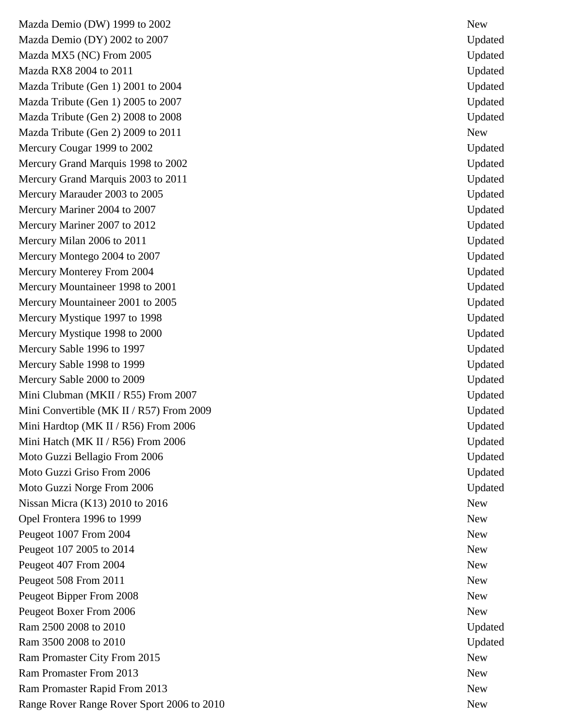| | |
|---|---|
| Mazda Demio (DW) 1999 to 2002 | New |
| Mazda Demio (DY) 2002 to 2007 | Updated |
| Mazda MX5 (NC) From 2005 | Updated |
| Mazda RX8 2004 to 2011 | Updated |
| Mazda Tribute (Gen 1) 2001 to 2004 | Updated |
| Mazda Tribute (Gen 1) 2005 to 2007 | Updated |
| Mazda Tribute (Gen 2) 2008 to 2008 | Updated |
| Mazda Tribute (Gen 2) 2009 to 2011 | New |
| Mercury Cougar 1999 to 2002 | Updated |
| Mercury Grand Marquis 1998 to 2002 | Updated |
| Mercury Grand Marquis 2003 to 2011 | Updated |
| Mercury Marauder 2003 to 2005 | Updated |
| Mercury Mariner 2004 to 2007 | Updated |
| Mercury Mariner 2007 to 2012 | Updated |
| Mercury Milan 2006 to 2011 | Updated |
| Mercury Montego 2004 to 2007 | Updated |
| Mercury Monterey From 2004 | Updated |
| Mercury Mountaineer 1998 to 2001 | Updated |
| Mercury Mountaineer 2001 to 2005 | Updated |
| Mercury Mystique 1997 to 1998 | Updated |
| Mercury Mystique 1998 to 2000 | Updated |
| Mercury Sable 1996 to 1997 | Updated |
| Mercury Sable 1998 to 1999 | Updated |
| Mercury Sable 2000 to 2009 | Updated |
| Mini Clubman (MKII / R55) From 2007 | Updated |
| Mini Convertible (MK II / R57) From 2009 | Updated |
| Mini Hardtop (MK II / R56) From 2006 | Updated |
| Mini Hatch (MK II / R56) From 2006 | Updated |
| Moto Guzzi Bellagio From 2006 | Updated |
| Moto Guzzi Griso From 2006 | Updated |
| Moto Guzzi Norge From 2006 | Updated |
| Nissan Micra (K13) 2010 to 2016 | New |
| Opel Frontera 1996 to 1999 | New |
| Peugeot 1007 From 2004 | New |
| Peugeot 107 2005 to 2014 | New |
| Peugeot 407 From 2004 | New |
| Peugeot 508 From 2011 | New |
| Peugeot Bipper From 2008 | New |
| Peugeot Boxer From 2006 | New |
| Ram 2500 2008 to 2010 | Updated |
| Ram 3500 2008 to 2010 | Updated |
| Ram Promaster City From 2015 | New |
| Ram Promaster From 2013 | New |
| Ram Promaster Rapid From 2013 | New |
| Range Rover Range Rover Sport 2006 to 2010 | New |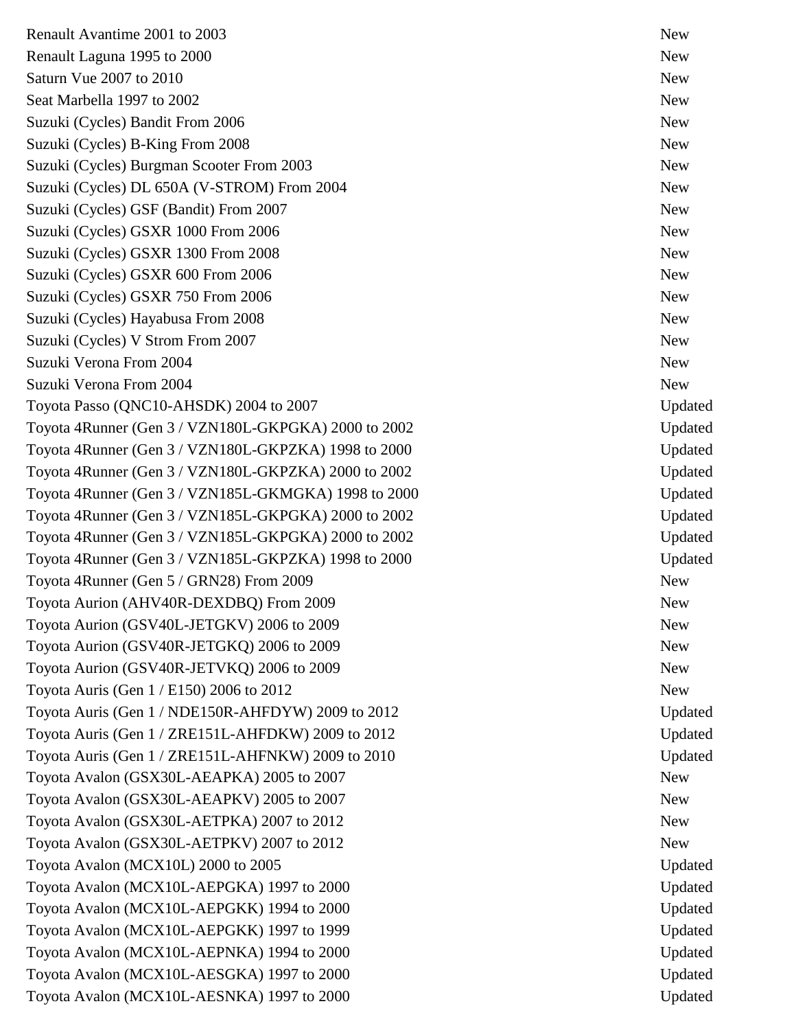| | |
|---|---|
| Renault Avantime 2001 to 2003 | New |
| Renault Laguna 1995 to 2000 | New |
| Saturn Vue 2007 to 2010 | New |
| Seat Marbella 1997 to 2002 | New |
| Suzuki (Cycles) Bandit From 2006 | New |
| Suzuki (Cycles) B-King From 2008 | New |
| Suzuki (Cycles) Burgman Scooter From 2003 | New |
| Suzuki (Cycles) DL 650A (V-STROM) From 2004 | New |
| Suzuki (Cycles) GSF (Bandit) From 2007 | New |
| Suzuki (Cycles) GSXR 1000 From 2006 | New |
| Suzuki (Cycles) GSXR 1300 From 2008 | New |
| Suzuki (Cycles) GSXR 600 From 2006 | New |
| Suzuki (Cycles) GSXR 750 From 2006 | New |
| Suzuki (Cycles) Hayabusa From 2008 | New |
| Suzuki (Cycles) V Strom From 2007 | New |
| Suzuki Verona From 2004 | New |
| Suzuki Verona From 2004 | New |
| Toyota Passo (QNC10-AHSDK) 2004 to 2007 | Updated |
| Toyota 4Runner (Gen 3 / VZN180L-GKPGKA) 2000 to 2002 | Updated |
| Toyota 4Runner (Gen 3 / VZN180L-GKPZKA) 1998 to 2000 | Updated |
| Toyota 4Runner (Gen 3 / VZN180L-GKPZKA) 2000 to 2002 | Updated |
| Toyota 4Runner (Gen 3 / VZN185L-GKMGKA) 1998 to 2000 | Updated |
| Toyota 4Runner (Gen 3 / VZN185L-GKPGKA) 2000 to 2002 | Updated |
| Toyota 4Runner (Gen 3 / VZN185L-GKPGKA) 2000 to 2002 | Updated |
| Toyota 4Runner (Gen 3 / VZN185L-GKPZKA) 1998 to 2000 | Updated |
| Toyota 4Runner (Gen 5 / GRN28) From 2009 | New |
| Toyota Aurion (AHV40R-DEXDBQ) From 2009 | New |
| Toyota Aurion (GSV40L-JETGKV) 2006 to 2009 | New |
| Toyota Aurion (GSV40R-JETGKQ) 2006 to 2009 | New |
| Toyota Aurion (GSV40R-JETVKQ) 2006 to 2009 | New |
| Toyota Auris (Gen 1 / E150) 2006 to 2012 | New |
| Toyota Auris (Gen 1 / NDE150R-AHFDYW) 2009 to 2012 | Updated |
| Toyota Auris (Gen 1 / ZRE151L-AHFDKW) 2009 to 2012 | Updated |
| Toyota Auris (Gen 1 / ZRE151L-AHFNKW) 2009 to 2010 | Updated |
| Toyota Avalon (GSX30L-AEAPKA) 2005 to 2007 | New |
| Toyota Avalon (GSX30L-AEAPKV) 2005 to 2007 | New |
| Toyota Avalon (GSX30L-AETPKA) 2007 to 2012 | New |
| Toyota Avalon (GSX30L-AETPKV) 2007 to 2012 | New |
| Toyota Avalon (MCX10L) 2000 to 2005 | Updated |
| Toyota Avalon (MCX10L-AEPGKA) 1997 to 2000 | Updated |
| Toyota Avalon (MCX10L-AEPGKK) 1994 to 2000 | Updated |
| Toyota Avalon (MCX10L-AEPGKK) 1997 to 1999 | Updated |
| Toyota Avalon (MCX10L-AEPNKA) 1994 to 2000 | Updated |
| Toyota Avalon (MCX10L-AESGKA) 1997 to 2000 | Updated |
| Toyota Avalon (MCX10L-AESNKA) 1997 to 2000 | Updated |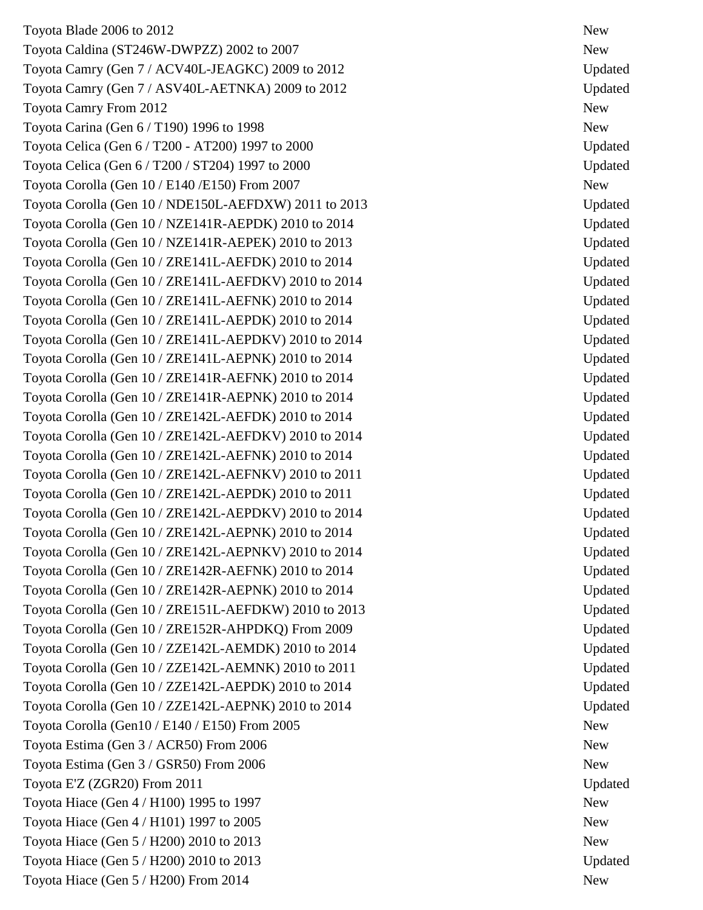| | |
|---|---|
| Toyota Blade 2006 to 2012 | New |
| Toyota Caldina (ST246W-DWPZZ) 2002 to 2007 | New |
| Toyota Camry (Gen 7 / ACV40L-JEAGKC) 2009 to 2012 | Updated |
| Toyota Camry (Gen 7 / ASV40L-AETNKA) 2009 to 2012 | Updated |
| Toyota Camry From 2012 | New |
| Toyota Carina (Gen 6 / T190) 1996 to 1998 | New |
| Toyota Celica (Gen 6 / T200 - AT200) 1997 to 2000 | Updated |
| Toyota Celica (Gen 6 / T200 / ST204) 1997 to 2000 | Updated |
| Toyota Corolla (Gen 10 / E140 /E150) From 2007 | New |
| Toyota Corolla (Gen 10 / NDE150L-AEFDXW) 2011 to 2013 | Updated |
| Toyota Corolla (Gen 10 / NZE141R-AEPDK) 2010 to 2014 | Updated |
| Toyota Corolla (Gen 10 / NZE141R-AEPEK) 2010 to 2013 | Updated |
| Toyota Corolla (Gen 10 / ZRE141L-AEFDK) 2010 to 2014 | Updated |
| Toyota Corolla (Gen 10 / ZRE141L-AEFDKV) 2010 to 2014 | Updated |
| Toyota Corolla (Gen 10 / ZRE141L-AEFNK) 2010 to 2014 | Updated |
| Toyota Corolla (Gen 10 / ZRE141L-AEPDK) 2010 to 2014 | Updated |
| Toyota Corolla (Gen 10 / ZRE141L-AEPDKV) 2010 to 2014 | Updated |
| Toyota Corolla (Gen 10 / ZRE141L-AEPNK) 2010 to 2014 | Updated |
| Toyota Corolla (Gen 10 / ZRE141R-AEFNK) 2010 to 2014 | Updated |
| Toyota Corolla (Gen 10 / ZRE141R-AEPNK) 2010 to 2014 | Updated |
| Toyota Corolla (Gen 10 / ZRE142L-AEFDK) 2010 to 2014 | Updated |
| Toyota Corolla (Gen 10 / ZRE142L-AEFDKV) 2010 to 2014 | Updated |
| Toyota Corolla (Gen 10 / ZRE142L-AEFNK) 2010 to 2014 | Updated |
| Toyota Corolla (Gen 10 / ZRE142L-AEFNKV) 2010 to 2011 | Updated |
| Toyota Corolla (Gen 10 / ZRE142L-AEPDK) 2010 to 2011 | Updated |
| Toyota Corolla (Gen 10 / ZRE142L-AEPDKV) 2010 to 2014 | Updated |
| Toyota Corolla (Gen 10 / ZRE142L-AEPNK) 2010 to 2014 | Updated |
| Toyota Corolla (Gen 10 / ZRE142L-AEPNKV) 2010 to 2014 | Updated |
| Toyota Corolla (Gen 10 / ZRE142R-AEFNK) 2010 to 2014 | Updated |
| Toyota Corolla (Gen 10 / ZRE142R-AEPNK) 2010 to 2014 | Updated |
| Toyota Corolla (Gen 10 / ZRE151L-AEFDKW) 2010 to 2013 | Updated |
| Toyota Corolla (Gen 10 / ZRE152R-AHPDKQ) From 2009 | Updated |
| Toyota Corolla (Gen 10 / ZZE142L-AEMDK) 2010 to 2014 | Updated |
| Toyota Corolla (Gen 10 / ZZE142L-AEMNK) 2010 to 2011 | Updated |
| Toyota Corolla (Gen 10 / ZZE142L-AEPDK) 2010 to 2014 | Updated |
| Toyota Corolla (Gen 10 / ZZE142L-AEPNK) 2010 to 2014 | Updated |
| Toyota Corolla (Gen10 / E140 / E150) From 2005 | New |
| Toyota Estima (Gen 3 / ACR50) From 2006 | New |
| Toyota Estima (Gen 3 / GSR50) From 2006 | New |
| Toyota E'Z (ZGR20) From 2011 | Updated |
| Toyota Hiace (Gen 4 / H100) 1995 to 1997 | New |
| Toyota Hiace (Gen 4 / H101) 1997 to 2005 | New |
| Toyota Hiace (Gen 5 / H200) 2010 to 2013 | New |
| Toyota Hiace (Gen 5 / H200) 2010 to 2013 | Updated |
| Toyota Hiace (Gen 5 / H200) From 2014 | New |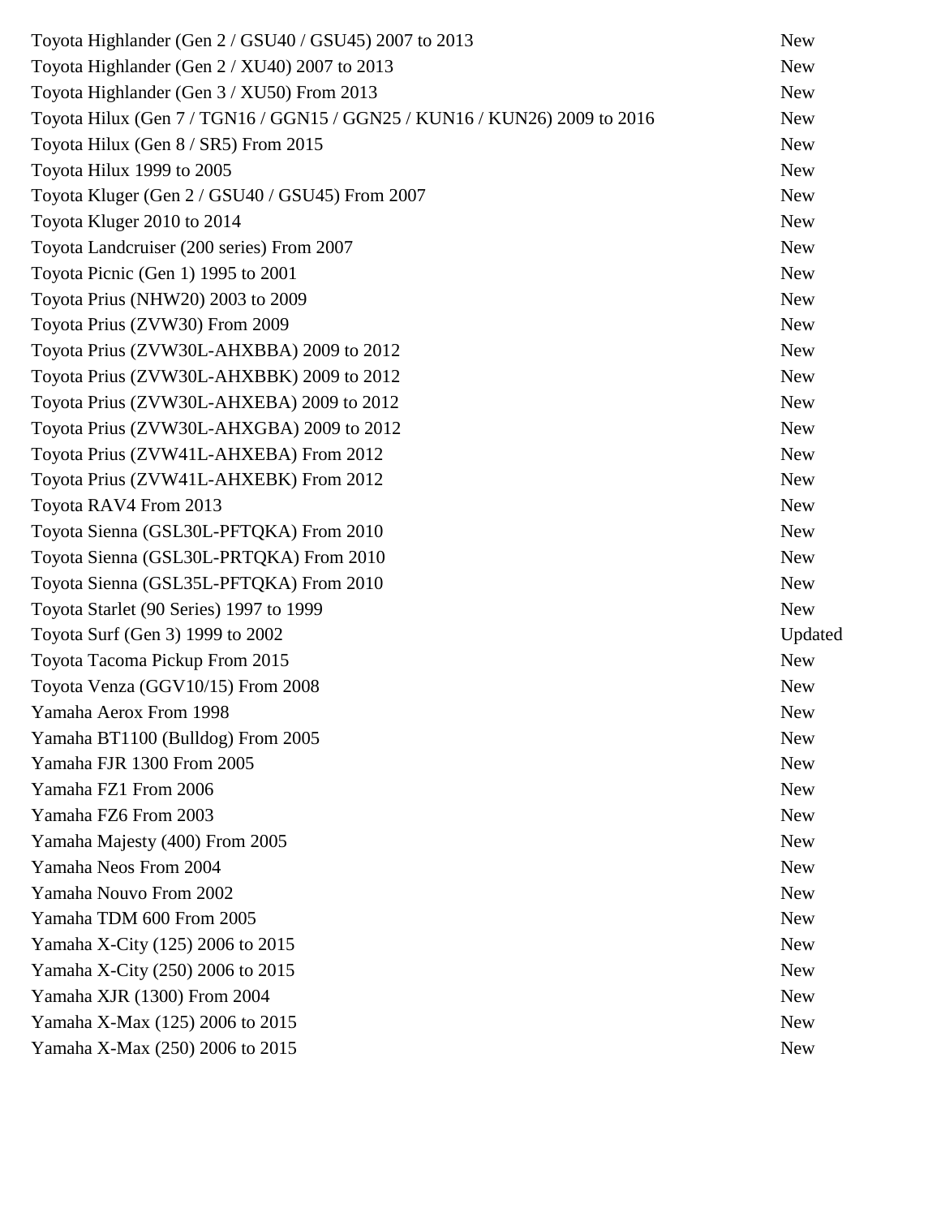| | |
|---|---|
| Toyota Highlander (Gen 2 / GSU40 / GSU45) 2007 to 2013 | New |
| Toyota Highlander (Gen 2 / XU40) 2007 to 2013 | New |
| Toyota Highlander (Gen 3 / XU50) From 2013 | New |
| Toyota Hilux (Gen 7 / TGN16 / GGN15 / GGN25 / KUN16 / KUN26) 2009 to 2016 | New |
| Toyota Hilux (Gen 8 / SR5) From 2015 | New |
| Toyota Hilux 1999 to 2005 | New |
| Toyota Kluger (Gen 2 / GSU40 / GSU45) From 2007 | New |
| Toyota Kluger 2010 to 2014 | New |
| Toyota Landcruiser (200 series) From 2007 | New |
| Toyota Picnic (Gen 1) 1995 to 2001 | New |
| Toyota Prius (NHW20) 2003 to 2009 | New |
| Toyota Prius (ZVW30) From 2009 | New |
| Toyota Prius (ZVW30L-AHXBBA) 2009 to 2012 | New |
| Toyota Prius (ZVW30L-AHXBBK) 2009 to 2012 | New |
| Toyota Prius (ZVW30L-AHXEBA) 2009 to 2012 | New |
| Toyota Prius (ZVW30L-AHXGBA) 2009 to 2012 | New |
| Toyota Prius (ZVW41L-AHXEBA) From 2012 | New |
| Toyota Prius (ZVW41L-AHXEBK) From 2012 | New |
| Toyota RAV4 From 2013 | New |
| Toyota Sienna (GSL30L-PFTQKA) From 2010 | New |
| Toyota Sienna (GSL30L-PRTQKA) From 2010 | New |
| Toyota Sienna (GSL35L-PFTQKA) From 2010 | New |
| Toyota Starlet (90 Series) 1997 to 1999 | New |
| Toyota Surf (Gen 3) 1999 to 2002 | Updated |
| Toyota Tacoma Pickup From 2015 | New |
| Toyota Venza (GGV10/15) From 2008 | New |
| Yamaha Aerox From 1998 | New |
| Yamaha BT1100 (Bulldog) From 2005 | New |
| Yamaha FJR 1300 From 2005 | New |
| Yamaha FZ1 From 2006 | New |
| Yamaha FZ6 From 2003 | New |
| Yamaha Majesty (400) From 2005 | New |
| Yamaha Neos From 2004 | New |
| Yamaha Nouvo From 2002 | New |
| Yamaha TDM 600 From 2005 | New |
| Yamaha X-City (125) 2006 to 2015 | New |
| Yamaha X-City (250) 2006 to 2015 | New |
| Yamaha XJR (1300) From 2004 | New |
| Yamaha X-Max (125) 2006 to 2015 | New |
| Yamaha X-Max (250) 2006 to 2015 | New |